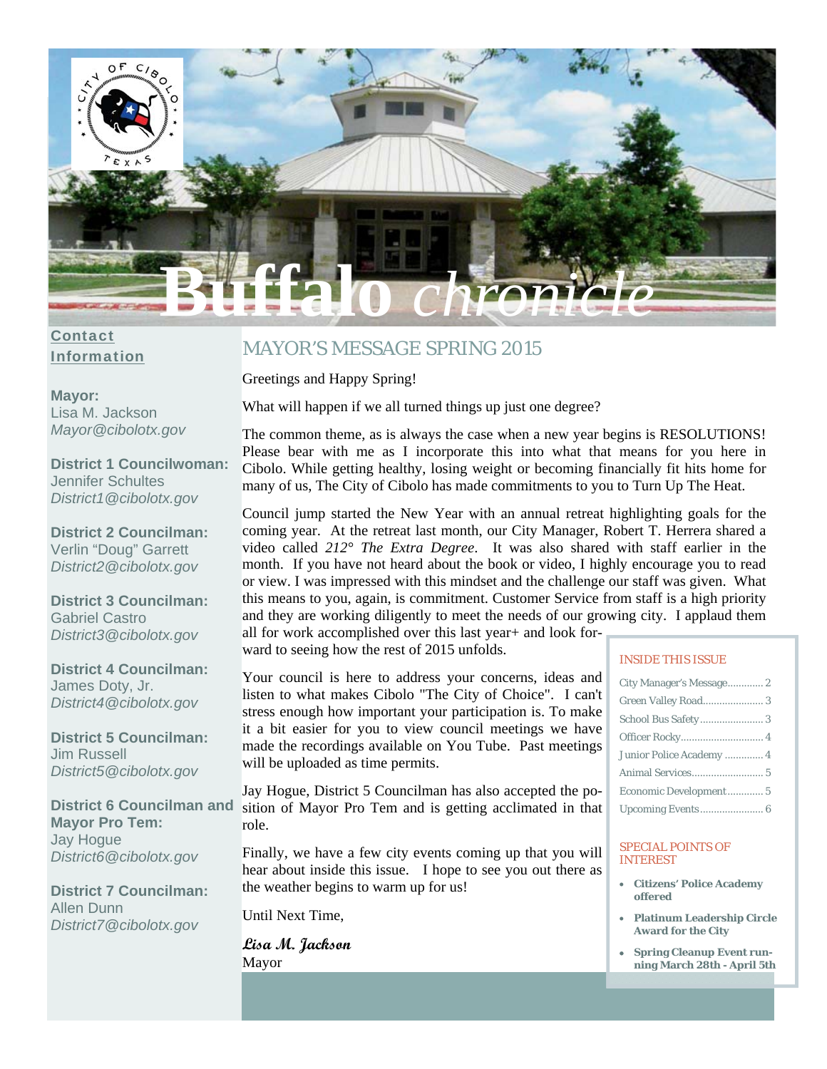# Buffalo *chronicle*

## Contact Information

**Mayor:**
Lisa M. Jackson
*Mayor@cibolotx.gov*

**District 1 Councilwoman:**
Jennifer Schultes
*District1@cibolotx.gov*

**District 2 Councilman:**
Verlin "Doug" Garrett
*District2@cibolotx.gov*

**District 3 Councilman:**
Gabriel Castro
*District3@cibolotx.gov*

**District 4 Councilman:**
James Doty, Jr.
*District4@cibolotx.gov*

**District 5 Councilman:**
Jim Russell
*District5@cibolotx.gov*

**District 6 Councilman and Mayor Pro Tem:**
Jay Hogue
*District6@cibolotx.gov*

**District 7 Councilman:**
Allen Dunn
*District7@cibolotx.gov*

## MAYOR'S MESSAGE SPRING 2015

Greetings and Happy Spring!

What will happen if we all turned things up just one degree?

The common theme, as is always the case when a new year begins is RESOLUTIONS! Please bear with me as I incorporate this into what that means for you here in Cibolo. While getting healthy, losing weight or becoming financially fit hits home for many of us, The City of Cibolo has made commitments to you to Turn Up The Heat.

Council jump started the New Year with an annual retreat highlighting goals for the coming year. At the retreat last month, our City Manager, Robert T. Herrera shared a video called *212° The Extra Degree*. It was also shared with staff earlier in the month. If you have not heard about the book or video, I highly encourage you to read or view. I was impressed with this mindset and the challenge our staff was given. What this means to you, again, is commitment. Customer Service from staff is a high priority and they are working diligently to meet the needs of our growing city. I applaud them all for work accomplished over this last year+ and look forward to seeing how the rest of 2015 unfolds.

Your council is here to address your concerns, ideas and listen to what makes Cibolo "The City of Choice". I can't stress enough how important your participation is. To make it a bit easier for you to view council meetings we have made the recordings available on You Tube. Past meetings will be uploaded as time permits.

Jay Hogue, District 5 Councilman has also accepted the position of Mayor Pro Tem and is getting acclimated in that role.

Finally, we have a few city events coming up that you will hear about inside this issue. I hope to see you out there as the weather begins to warm up for us!

Until Next Time,

***Lisa M. Jackson***
Mayor

### INSIDE THIS ISSUE

- City Manager's Message ............ 2
- Green Valley Road ..................... 3
- School Bus Safety ...................... 3
- Officer Rocky ............................. 4
- Junior Police Academy ............. 4
- Animal Services ......................... 5
- Economic Development ............ 5
- Upcoming Events ...................... 6

### SPECIAL POINTS OF INTEREST

- **Citizens' Police Academy offered**
- **Platinum Leadership Circle Award for the City**
- **Spring Cleanup Event running March 28th - April 5th**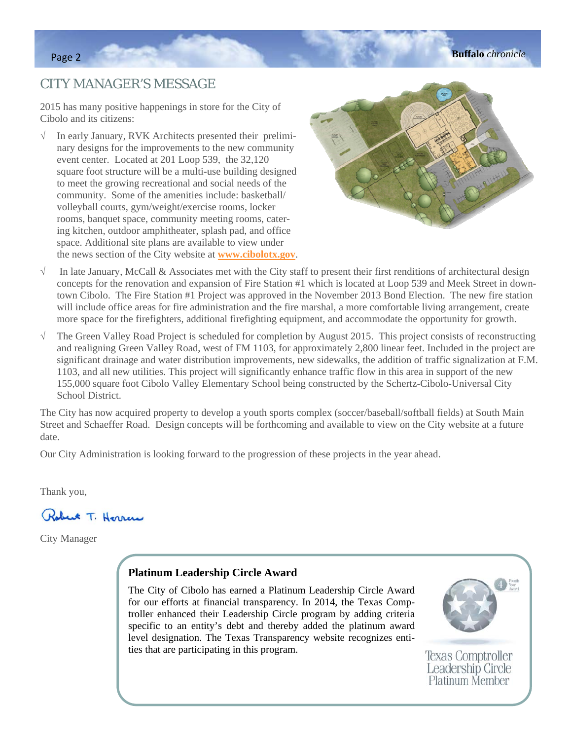## CITY MANAGER'S MESSAGE

2015 has many positive happenings in store for the City of Cibolo and its citizens:

- √ In early January, RVK Architects presented their preliminary designs for the improvements to the new community event center. Located at 201 Loop 539, the 32,120 square foot structure will be a multi-use building designed to meet the growing recreational and social needs of the community. Some of the amenities include: basketball/volleyball courts, gym/weight/exercise rooms, locker rooms, banquet space, community meeting rooms, catering kitchen, outdoor amphitheater, splash pad, and office space. Additional site plans are available to view under the news section of the City website at **www.cibolotx.gov**.
- √ In late January, McCall & Associates met with the City staff to present their first renditions of architectural design concepts for the renovation and expansion of Fire Station #1 which is located at Loop 539 and Meek Street in downtown Cibolo. The Fire Station #1 Project was approved in the November 2013 Bond Election. The new fire station will include office areas for fire administration and the fire marshal, a more comfortable living arrangement, create more space for the firefighters, additional firefighting equipment, and accommodate the opportunity for growth.
- √ The Green Valley Road Project is scheduled for completion by August 2015. This project consists of reconstructing and realigning Green Valley Road, west of FM 1103, for approximately 2,800 linear feet. Included in the project are significant drainage and water distribution improvements, new sidewalks, the addition of traffic signalization at F.M. 1103, and all new utilities. This project will significantly enhance traffic flow in this area in support of the new 155,000 square foot Cibolo Valley Elementary School being constructed by the Schertz-Cibolo-Universal City School District.

The City has now acquired property to develop a youth sports complex (soccer/baseball/softball fields) at South Main Street and Schaeffer Road. Design concepts will be forthcoming and available to view on the City website at a future date.

Our City Administration is looking forward to the progression of these projects in the year ahead.

Thank you,

Robert T. Herrera

City Manager

### Platinum Leadership Circle Award

The City of Cibolo has earned a Platinum Leadership Circle Award for our efforts at financial transparency. In 2014, the Texas Comptroller enhanced their Leadership Circle program by adding criteria specific to an entity's debt and thereby added the platinum award level designation. The Texas Transparency website recognizes entities that are participating in this program.

Texas Comptroller Leadership Circle Platinum Member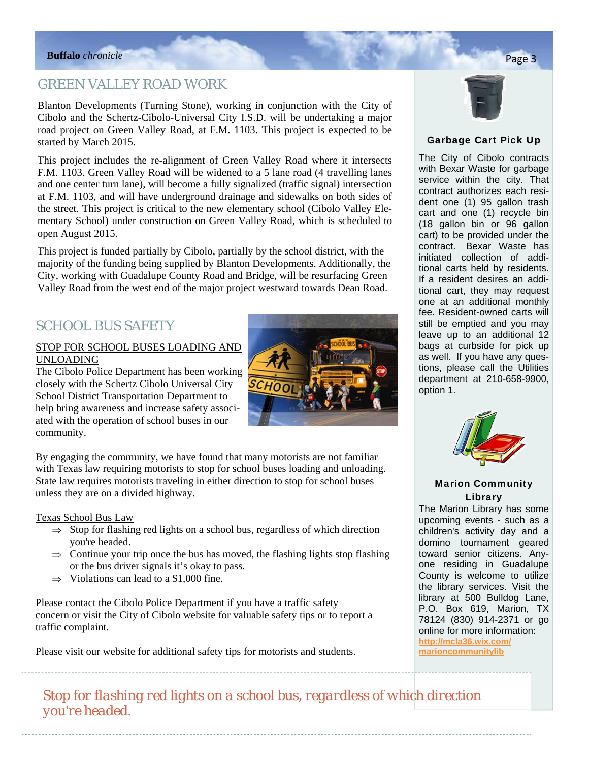## GREEN VALLEY ROAD WORK

Blanton Developments (Turning Stone), working in conjunction with the City of Cibolo and the Schertz-Cibolo-Universal City I.S.D. will be undertaking a major road project on Green Valley Road, at F.M. 1103. This project is expected to be started by March 2015.

This project includes the re-alignment of Green Valley Road where it intersects F.M. 1103. Green Valley Road will be widened to a 5 lane road (4 travelling lanes and one center turn lane), will become a fully signalized (traffic signal) intersection at F.M. 1103, and will have underground drainage and sidewalks on both sides of the street. This project is critical to the new elementary school (Cibolo Valley Elementary School) under construction on Green Valley Road, which is scheduled to open August 2015.

This project is funded partially by Cibolo, partially by the school district, with the majority of the funding being supplied by Blanton Developments. Additionally, the City, working with Guadalupe County Road and Bridge, will be resurfacing Green Valley Road from the west end of the major project westward towards Dean Road.

## SCHOOL BUS SAFETY

STOP FOR SCHOOL BUSES LOADING AND UNLOADING

The Cibolo Police Department has been working closely with the Schertz Cibolo Universal City School District Transportation Department to help bring awareness and increase safety associated with the operation of school buses in our community.

By engaging the community, we have found that many motorists are not familiar with Texas law requiring motorists to stop for school buses loading and unloading. State law requires motorists traveling in either direction to stop for school buses unless they are on a divided highway.

Texas School Bus Law

- ⇒ Stop for flashing red lights on a school bus, regardless of which direction you're headed.
- ⇒ Continue your trip once the bus has moved, the flashing lights stop flashing or the bus driver signals it's okay to pass.
- ⇒ Violations can lead to a $1,000 fine.

Please contact the Cibolo Police Department if you have a traffic safety concern or visit the City of Cibolo website for valuable safety tips or to report a traffic complaint.

Please visit our website for additional safety tips for motorists and students.

*Stop for flashing red lights on a school bus, regardless of which direction you're headed.*

### Garbage Cart Pick Up

The City of Cibolo contracts with Bexar Waste for garbage service within the city. That contract authorizes each resident one (1) 95 gallon trash cart and one (1) recycle bin (18 gallon bin or 96 gallon cart) to be provided under the contract. Bexar Waste has initiated collection of additional carts held by residents. If a resident desires an additional cart, they may request one at an additional monthly fee. Resident-owned carts will still be emptied and you may leave up to an additional 12 bags at curbside for pick up as well. If you have any questions, please call the Utilities department at 210-658-9900, option 1.

### Marion Community Library

The Marion Library has some upcoming events - such as a children's activity day and a domino tournament geared toward senior citizens. Anyone residing in Guadalupe County is welcome to utilize the library services. Visit the library at 500 Bulldog Lane, P.O. Box 619, Marion, TX 78124 (830) 914-2371 or go online for more information: **http://mcla36.wix.com/marioncommunitylib**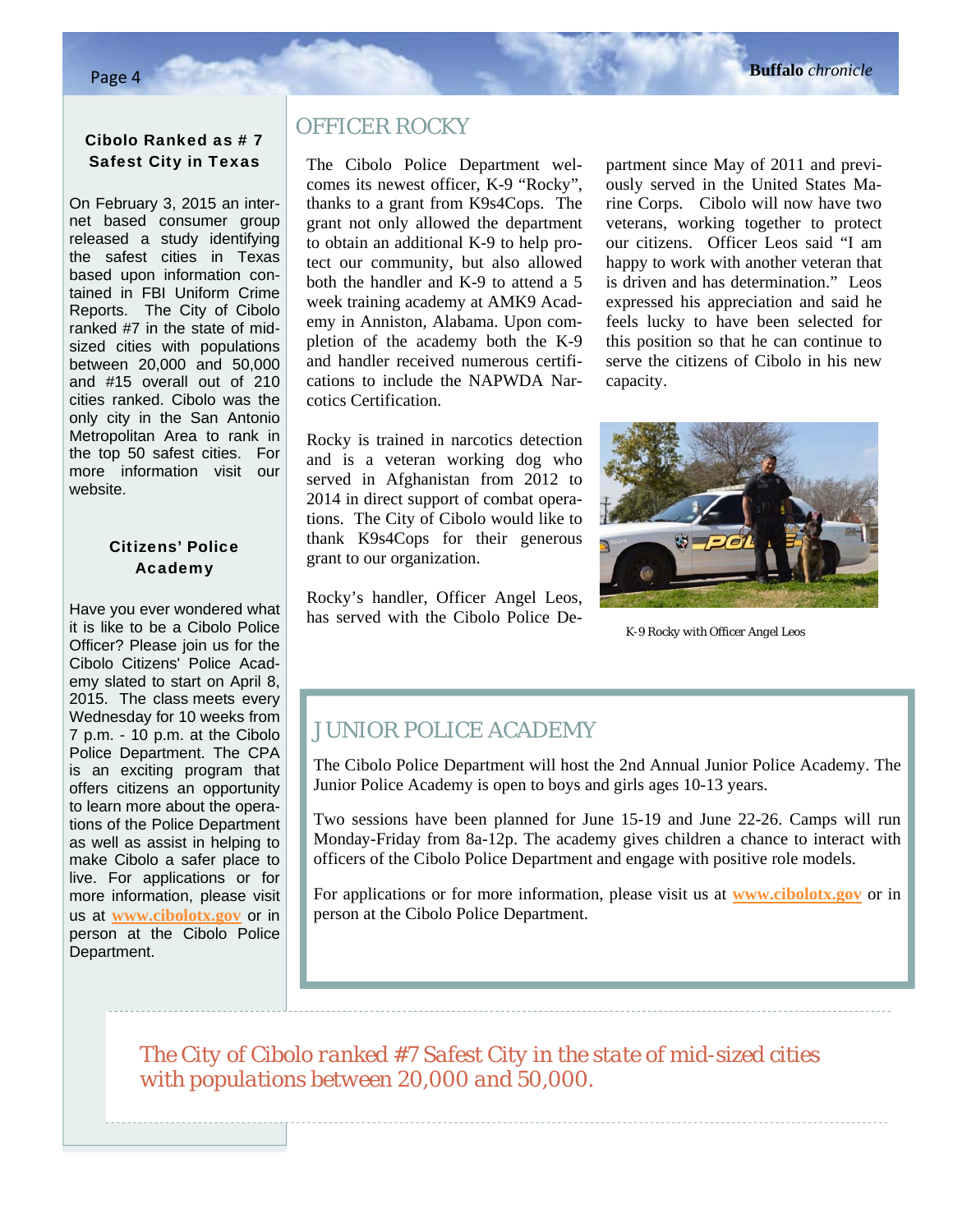## Cibolo Ranked as # 7 Safest City in Texas

On February 3, 2015 an internet based consumer group released a study identifying the safest cities in Texas based upon information contained in FBI Uniform Crime Reports. The City of Cibolo ranked #7 in the state of mid-sized cities with populations between 20,000 and 50,000 and #15 overall out of 210 cities ranked. Cibolo was the only city in the San Antonio Metropolitan Area to rank in the top 50 safest cities. For more information visit our website.

## Citizens' Police Academy

Have you ever wondered what it is like to be a Cibolo Police Officer? Please join us for the Cibolo Citizens' Police Academy slated to start on April 8, 2015. The class meets every Wednesday for 10 weeks from 7 p.m. - 10 p.m. at the Cibolo Police Department. The CPA is an exciting program that offers citizens an opportunity to learn more about the operations of the Police Department as well as assist in helping to make Cibolo a safer place to live. For applications or for more information, please visit us at **www.cibolotx.gov** or in person at the Cibolo Police Department.

## OFFICER ROCKY

The Cibolo Police Department welcomes its newest officer, K-9 "Rocky", thanks to a grant from K9s4Cops. The grant not only allowed the department to obtain an additional K-9 to help protect our community, but also allowed both the handler and K-9 to attend a 5 week training academy at AMK9 Academy in Anniston, Alabama. Upon completion of the academy both the K-9 and handler received numerous certifications to include the NAPWDA Narcotics Certification.

Rocky is trained in narcotics detection and is a veteran working dog who served in Afghanistan from 2012 to 2014 in direct support of combat operations. The City of Cibolo would like to thank K9s4Cops for their generous grant to our organization.

Rocky's handler, Officer Angel Leos, has served with the Cibolo Police Department since May of 2011 and previously served in the United States Marine Corps. Cibolo will now have two veterans, working together to protect our citizens. Officer Leos said "I am happy to work with another veteran that is driven and has determination." Leos expressed his appreciation and said he feels lucky to have been selected for this position so that he can continue to serve the citizens of Cibolo in his new capacity.

K-9 Rocky with Officer Angel Leos

## JUNIOR POLICE ACADEMY

The Cibolo Police Department will host the 2nd Annual Junior Police Academy. The Junior Police Academy is open to boys and girls ages 10-13 years.

Two sessions have been planned for June 15-19 and June 22-26. Camps will run Monday-Friday from 8a-12p. The academy gives children a chance to interact with officers of the Cibolo Police Department and engage with positive role models.

For applications or for more information, please visit us at **www.cibolotx.gov** or in person at the Cibolo Police Department.

*The City of Cibolo ranked #7 Safest City in the state of mid-sized cities with populations between 20,000 and 50,000.*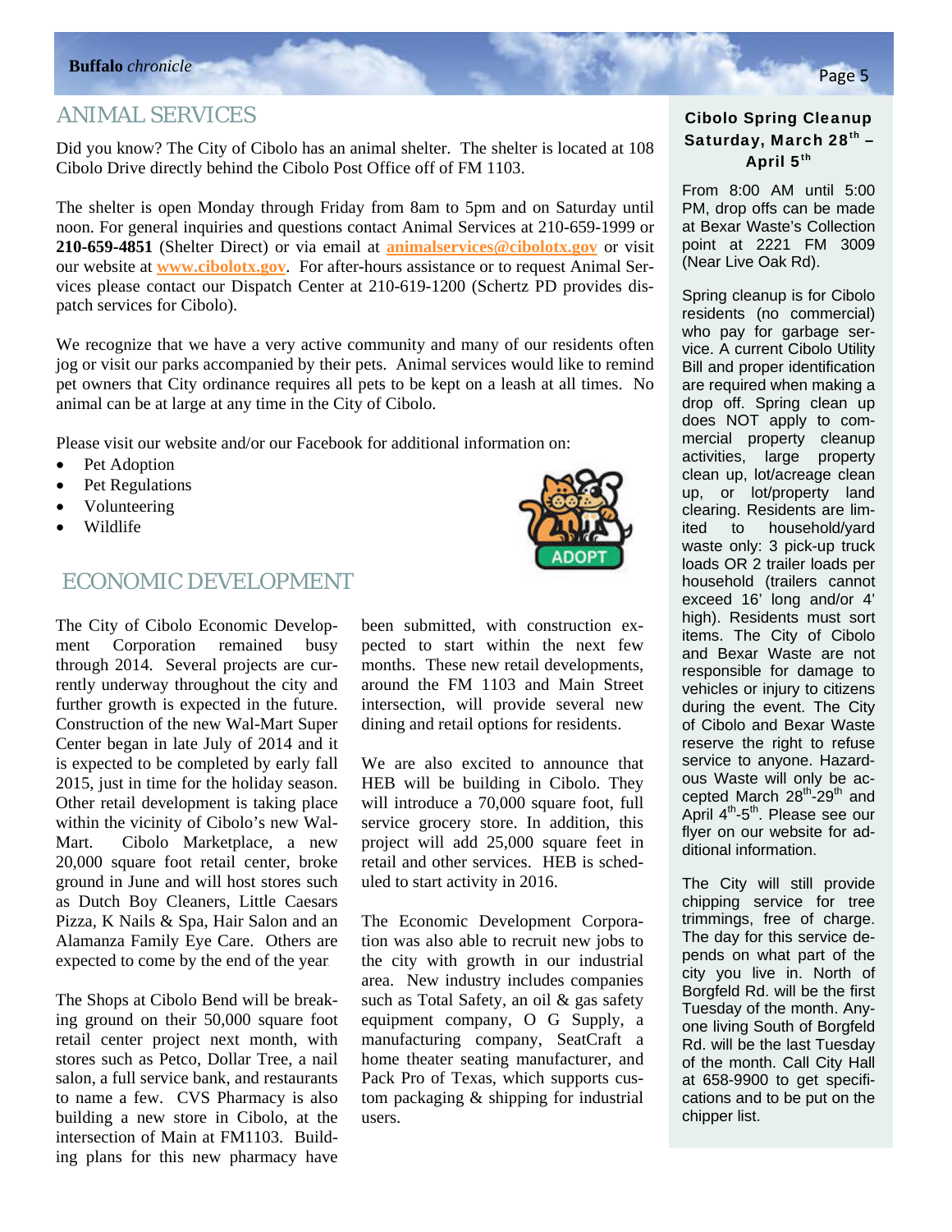## ANIMAL SERVICES

Did you know? The City of Cibolo has an animal shelter. The shelter is located at 108 Cibolo Drive directly behind the Cibolo Post Office off of FM 1103.

The shelter is open Monday through Friday from 8am to 5pm and on Saturday until noon. For general inquiries and questions contact Animal Services at 210-659-1999 or **210-659-4851** (Shelter Direct) or via email at **animalservices@cibolotx.gov** or visit our website at **www.cibolotx.gov**. For after-hours assistance or to request Animal Services please contact our Dispatch Center at 210-619-1200 (Schertz PD provides dispatch services for Cibolo).

We recognize that we have a very active community and many of our residents often jog or visit our parks accompanied by their pets. Animal services would like to remind pet owners that City ordinance requires all pets to be kept on a leash at all times. No animal can be at large at any time in the City of Cibolo.

Please visit our website and/or our Facebook for additional information on:

- Pet Adoption
- Pet Regulations
- Volunteering
- Wildlife

## ECONOMIC DEVELOPMENT

The City of Cibolo Economic Development Corporation remained busy through 2014. Several projects are currently underway throughout the city and further growth is expected in the future. Construction of the new Wal-Mart Super Center began in late July of 2014 and it is expected to be completed by early fall 2015, just in time for the holiday season. Other retail development is taking place within the vicinity of Cibolo's new Wal-Mart. Cibolo Marketplace, a new 20,000 square foot retail center, broke ground in June and will host stores such as Dutch Boy Cleaners, Little Caesars Pizza, K Nails & Spa, Hair Salon and an Alamanza Family Eye Care. Others are expected to come by the end of the year.

The Shops at Cibolo Bend will be breaking ground on their 50,000 square foot retail center project next month, with stores such as Petco, Dollar Tree, a nail salon, a full service bank, and restaurants to name a few. CVS Pharmacy is also building a new store in Cibolo, at the intersection of Main at FM1103. Building plans for this new pharmacy have been submitted, with construction expected to start within the next few months. These new retail developments, around the FM 1103 and Main Street intersection, will provide several new dining and retail options for residents.

We are also excited to announce that HEB will be building in Cibolo. They will introduce a 70,000 square foot, full service grocery store. In addition, this project will add 25,000 square feet in retail and other services. HEB is scheduled to start activity in 2016.

The Economic Development Corporation was also able to recruit new jobs to the city with growth in our industrial area. New industry includes companies such as Total Safety, an oil & gas safety equipment company, O G Supply, a manufacturing company, SeatCraft a home theater seating manufacturer, and Pack Pro of Texas, which supports custom packaging & shipping for industrial users.

### Cibolo Spring Cleanup Saturday, March 28th – April 5th

From 8:00 AM until 5:00 PM, drop offs can be made at Bexar Waste's Collection point at 2221 FM 3009 (Near Live Oak Rd).

Spring cleanup is for Cibolo residents (no commercial) who pay for garbage service. A current Cibolo Utility Bill and proper identification are required when making a drop off. Spring clean up does NOT apply to commercial property cleanup activities, large property clean up, lot/acreage clean up, or lot/property land clearing. Residents are limited to household/yard waste only: 3 pick-up truck loads OR 2 trailer loads per household (trailers cannot exceed 16' long and/or 4' high). Residents must sort items. The City of Cibolo and Bexar Waste are not responsible for damage to vehicles or injury to citizens during the event. The City of Cibolo and Bexar Waste reserve the right to refuse service to anyone. Hazardous Waste will only be accepted March 28th-29th and April 4th-5th. Please see our flyer on our website for additional information.

The City will still provide chipping service for tree trimmings, free of charge. The day for this service depends on what part of the city you live in. North of Borgfeld Rd. will be the first Tuesday of the month. Anyone living South of Borgfeld Rd. will be the last Tuesday of the month. Call City Hall at 658-9900 to get specifications and to be put on the chipper list.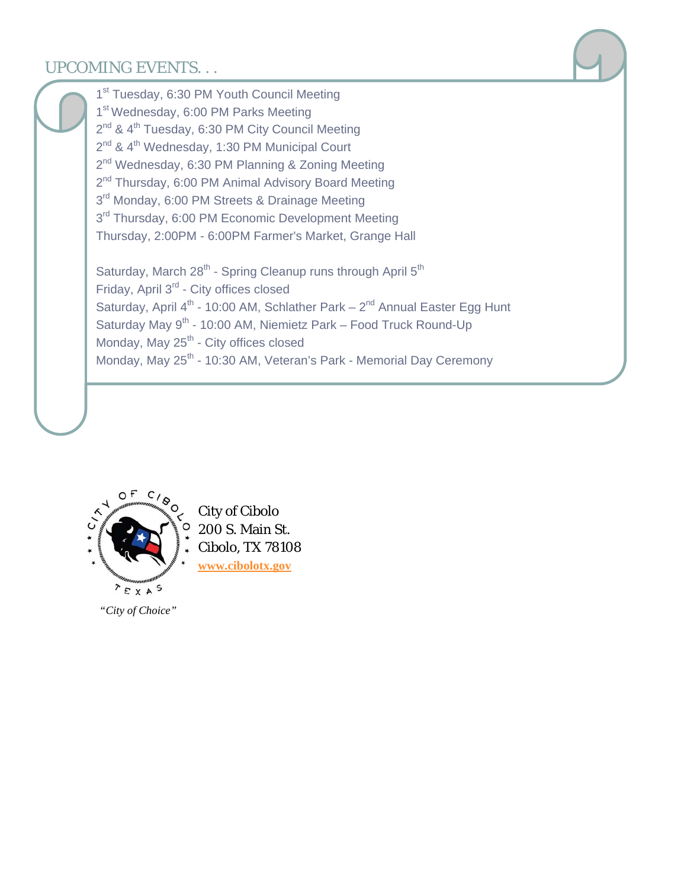## UPCOMING EVENTS. . .

1st Tuesday, 6:30 PM Youth Council Meeting
1st Wednesday, 6:00 PM Parks Meeting
2nd & 4th Tuesday, 6:30 PM City Council Meeting
2nd & 4th Wednesday, 1:30 PM Municipal Court
2nd Wednesday, 6:30 PM Planning & Zoning Meeting
2nd Thursday, 6:00 PM Animal Advisory Board Meeting
3rd Monday, 6:00 PM Streets & Drainage Meeting
3rd Thursday, 6:00 PM Economic Development Meeting
Thursday, 2:00PM - 6:00PM Farmer's Market, Grange Hall

Saturday, March 28th - Spring Cleanup runs through April 5th
Friday, April 3rd - City offices closed
Saturday, April 4th - 10:00 AM, Schlather Park – 2nd Annual Easter Egg Hunt
Saturday May 9th - 10:00 AM, Niemietz Park – Food Truck Round-Up
Monday, May 25th - City offices closed
Monday, May 25th - 10:30 AM, Veteran's Park - Memorial Day Ceremony

City of Cibolo
200 S. Main St.
Cibolo, TX 78108
[www.cibolotx.gov](http://www.cibolotx.gov)

*"City of Choice"*